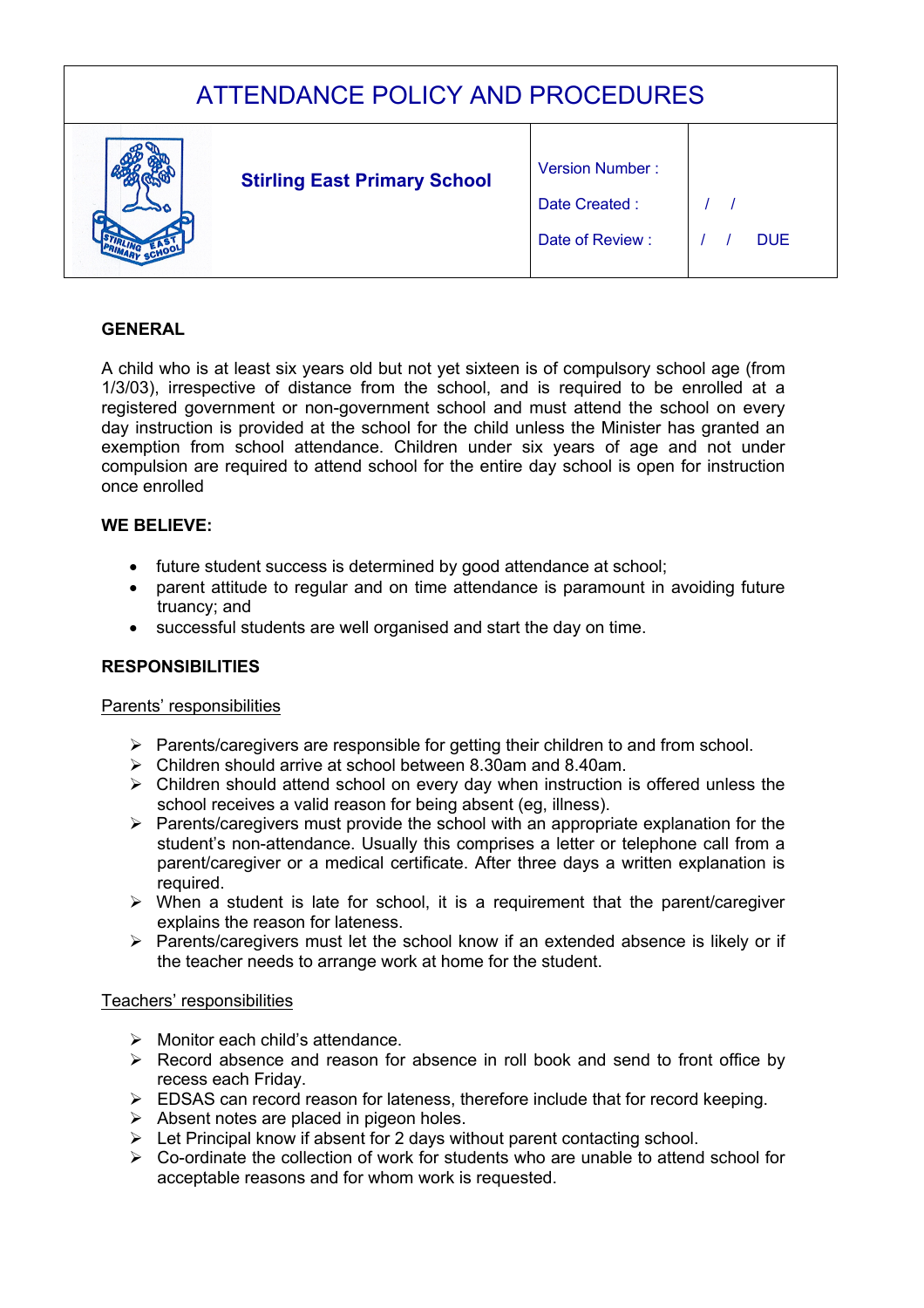# ATTENDANCE POLICY AND PROCEDURES

| | **Stirling East Primary School** | Version Number : | |
|---|---|---|---|
| | | Date Created : | / / |
| | | Date of Review : | / / DUE |

## GENERAL

A child who is at least six years old but not yet sixteen is of compulsory school age (from 1/3/03), irrespective of distance from the school, and is required to be enrolled at a registered government or non-government school and must attend the school on every day instruction is provided at the school for the child unless the Minister has granted an exemption from school attendance. Children under six years of age and not under compulsion are required to attend school for the entire day school is open for instruction once enrolled

## WE BELIEVE:

- future student success is determined by good attendance at school;
- parent attitude to regular and on time attendance is paramount in avoiding future truancy; and
- successful students are well organised and start the day on time.

## RESPONSIBILITIES

### Parents' responsibilities

- Parents/caregivers are responsible for getting their children to and from school.
- Children should arrive at school between 8.30am and 8.40am.
- Children should attend school on every day when instruction is offered unless the school receives a valid reason for being absent (eg, illness).
- Parents/caregivers must provide the school with an appropriate explanation for the student's non-attendance. Usually this comprises a letter or telephone call from a parent/caregiver or a medical certificate. After three days a written explanation is required.
- When a student is late for school, it is a requirement that the parent/caregiver explains the reason for lateness.
- Parents/caregivers must let the school know if an extended absence is likely or if the teacher needs to arrange work at home for the student.

### Teachers' responsibilities

- Monitor each child's attendance.
- Record absence and reason for absence in roll book and send to front office by recess each Friday.
- EDSAS can record reason for lateness, therefore include that for record keeping.
- Absent notes are placed in pigeon holes.
- Let Principal know if absent for 2 days without parent contacting school.
- Co-ordinate the collection of work for students who are unable to attend school for acceptable reasons and for whom work is requested.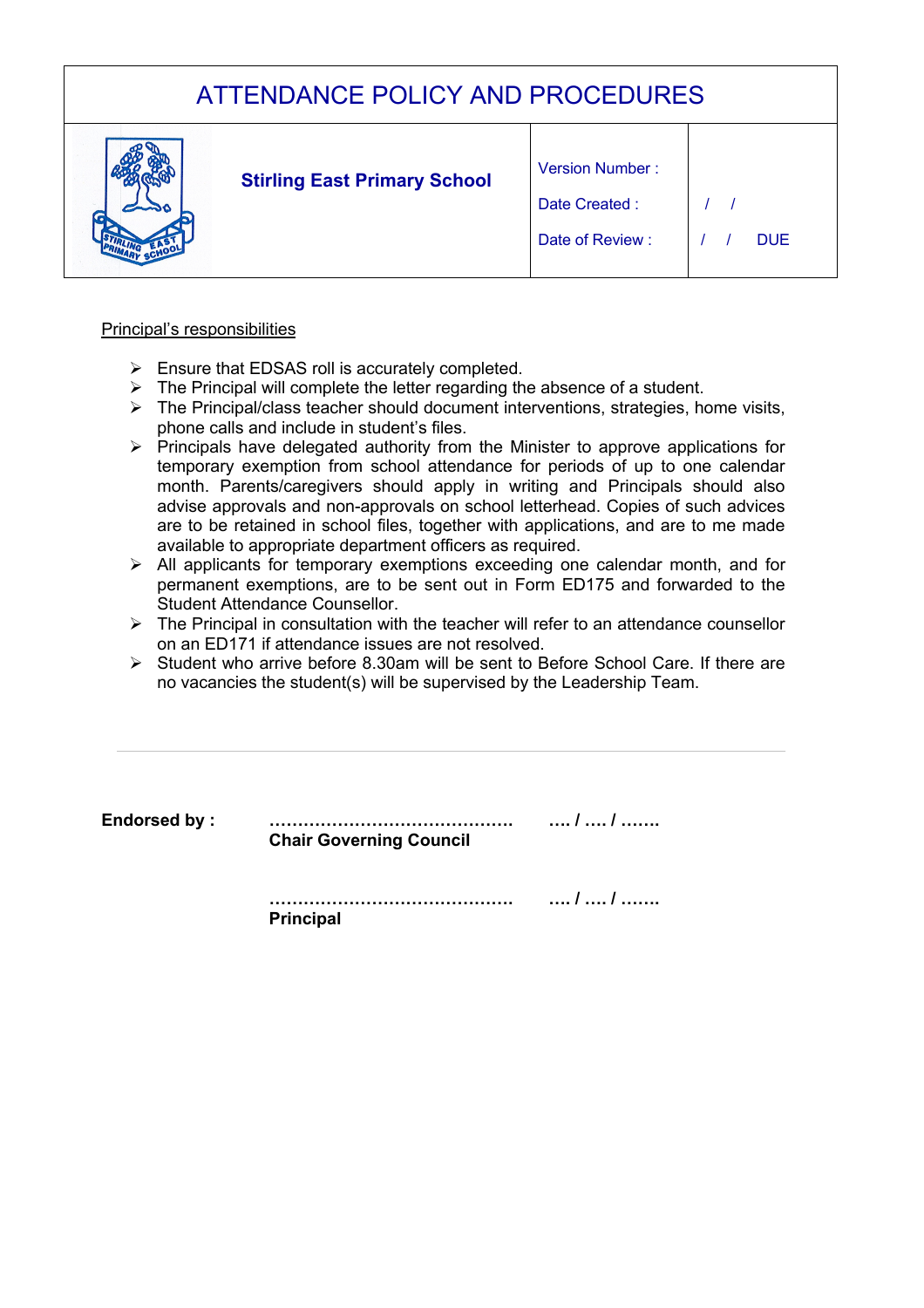# ATTENDANCE POLICY AND PROCEDURES

| | | | |
|---|---|---|---|
| | **Stirling East Primary School** | Version Number :<br>Date Created :<br>Date of Review : | <br>/ /<br>/ / DUE |

<u>Principal's responsibilities</u>

- Ensure that EDSAS roll is accurately completed.
- The Principal will complete the letter regarding the absence of a student.
- The Principal/class teacher should document interventions, strategies, home visits, phone calls and include in student's files.
- Principals have delegated authority from the Minister to approve applications for temporary exemption from school attendance for periods of up to one calendar month. Parents/caregivers should apply in writing and Principals should also advise approvals and non-approvals on school letterhead. Copies of such advices are to be retained in school files, together with applications, and are to me made available to appropriate department officers as required.
- All applicants for temporary exemptions exceeding one calendar month, and for permanent exemptions, are to be sent out in Form ED175 and forwarded to the Student Attendance Counsellor.
- The Principal in consultation with the teacher will refer to an attendance counsellor on an ED171 if attendance issues are not resolved.
- Student who arrive before 8.30am will be sent to Before School Care. If there are no vacancies the student(s) will be supervised by the Leadership Team.

---

**Endorsed by :** ……………………………………. …. / …. / …….
**Chair Governing Council**

……………………………………. …. / …. / …….
**Principal**